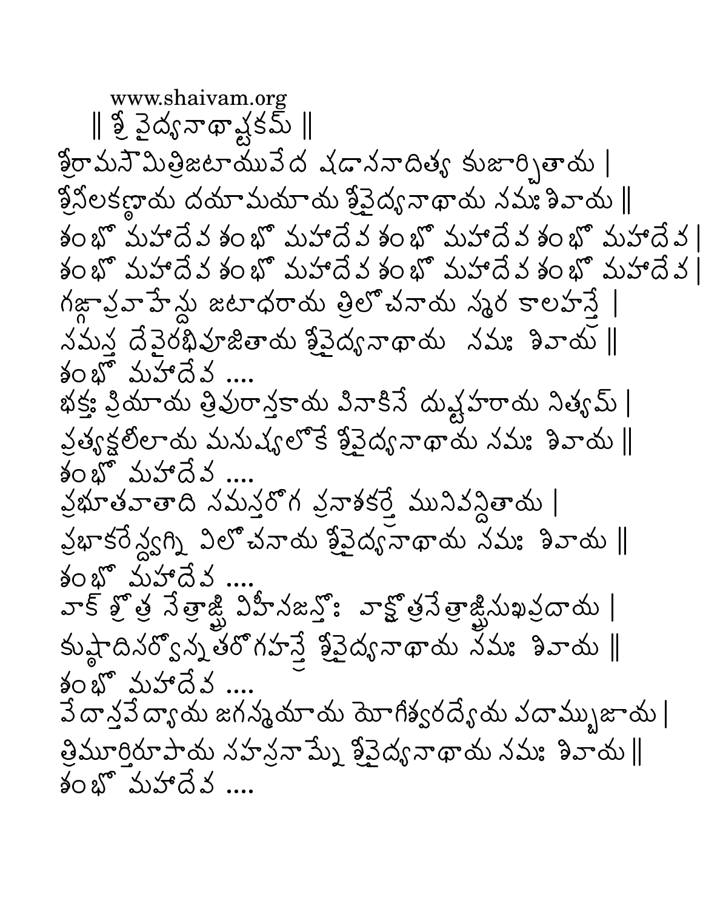www.shaivam.org

# ॥ శ్రీ వైద్యనాథాష్టకమ్ ॥

శ్రీరామసౌమిత్రిజటాయువేద షడాననాదిత్య కుజార్చితాయ ।
శ్రీనీలకణ్ఠాయ దయామయాయ శ్రీవైద్యనాథాయ నమః శివాయ ॥
శంభో మహాదేవ శంభో మహాదేవ శంభో మహాదేవ శంభో మహాదేవ ।
శంభో మహాదేవ శంభో మహాదేవ శంభో మహాదేవ శంభో మహాదేవ ।

గఙ్గాప్రవాహేన్దు జటాధరాయ త్రిలోచనాయ స్మర కాలహన్త్రే ।
సమస్త దేవైరభిపూజితాయ శ్రీవైద్యనాథాయ నమః శివాయ ॥
శంభో మహాదేవ ....

భక్తః ప్రియాయ త్రిపురాన్తకాయ పినాకినే దుష్టహరాయ నిత్యమ్ ।
ప్రత్యక్షలీలాయ మనుష్యలోకే శ్రీవైద్యనాథాయ నమః శివాయ ॥
శంభో మహాదేవ ....

ప్రభూతవాతాది సమస్తరోగ ప్రనాశకర్త్రే మునివన్దితాయ ।
ప్రభాకరేన్ద్వగ్ని విలోచనాయ శ్రీవైద్యనాథాయ నమః శివాయ ॥
శంభో మహాదేవ ....

వాక్ శ్రోత్ర నేత్రాఙ్ఘ్రి విహీనజన్తోః వాక్శ్రోత్రనేత్రాఙ్ఘ్రిసుఖప్రదాయ ।
కుష్ఠాదిసర్వోన్నతరోగహన్త్రే శ్రీవైద్యనాథాయ నమః శివాయ ॥
శంభో మహాదేవ ....

వేదాన్తవేద్యాయ జగన్మయాయ యోగీశ్వరధ్యేయ పదామ్బుజాయ ।
త్రిమూర్తిరూపాయ సహస్రనామ్నే శ్రీవైద్యనాథాయ నమః శివాయ ॥
శంభో మహాదేవ ....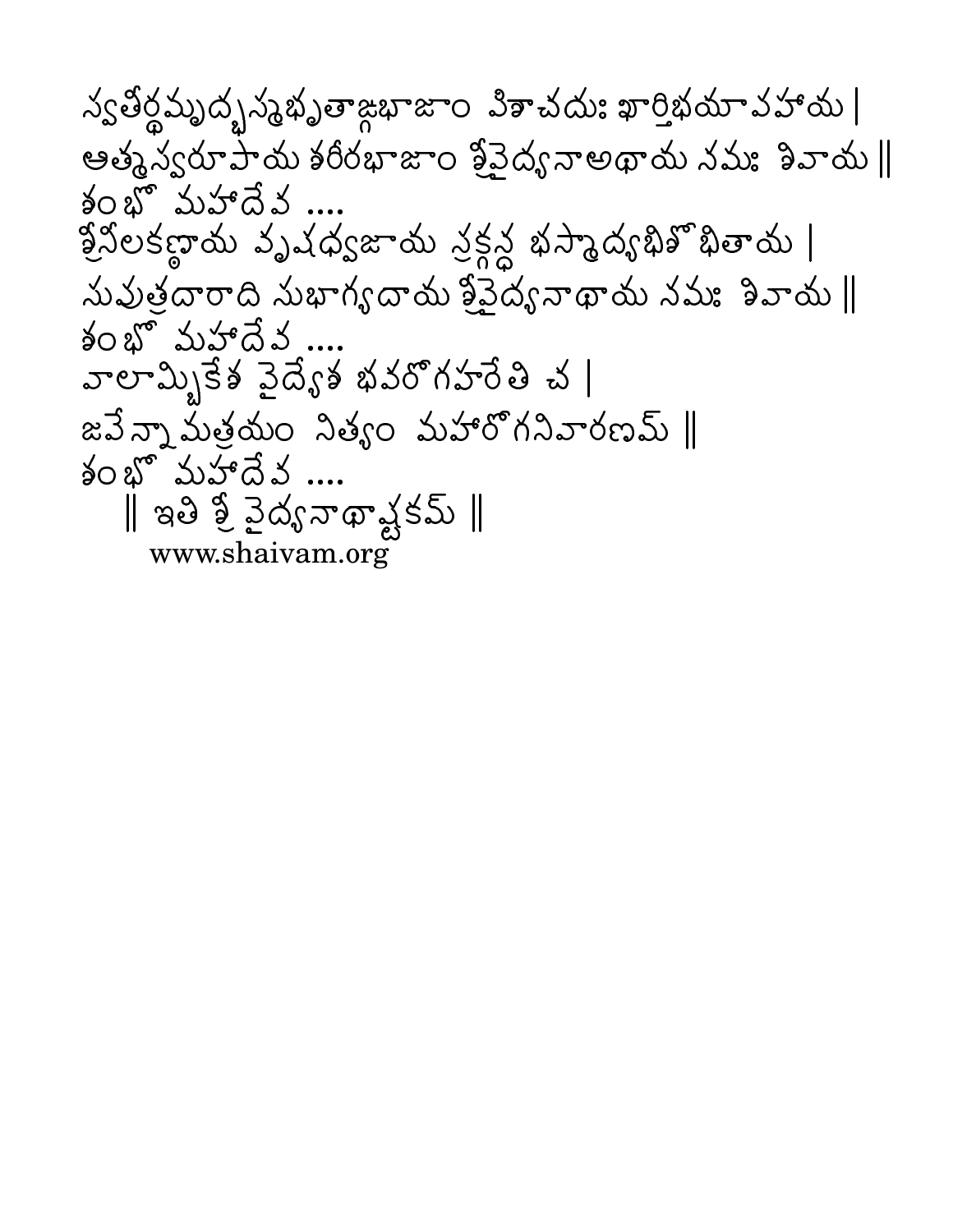స్వతీర్థమృద్భస్మభృతాఙ్గభాజాం పిశాచదుః ఖార్తిభయావహాయ |
ఆత్మస్వరూపాయ శరీరభాజాం శ్రీవైద్యనాథాయ నమః శివాయ ||
శంభో మహాదేవ ....
శ్రీనీలకణ్ఠాయ వృషధ్వజాయ స్రక్గన్ధ భస్మాద్యభిశోభితాయ |
సుపుత్రదారాది సుభాగ్యదాయ శ్రీవైద్యనాథాయ నమః శివాయ ||
శంభో మహాదేవ ....
వాలామ్బికేశ వైద్యేశ భవరోగహరేతి చ |
జపేన్నామత్రయం నిత్యం మహారోగనివారణమ్ ||
శంభో మహాదేవ ....
|| ఇతి శ్రీ వైద్యనాథాష్టకమ్ ||
www.shaivam.org